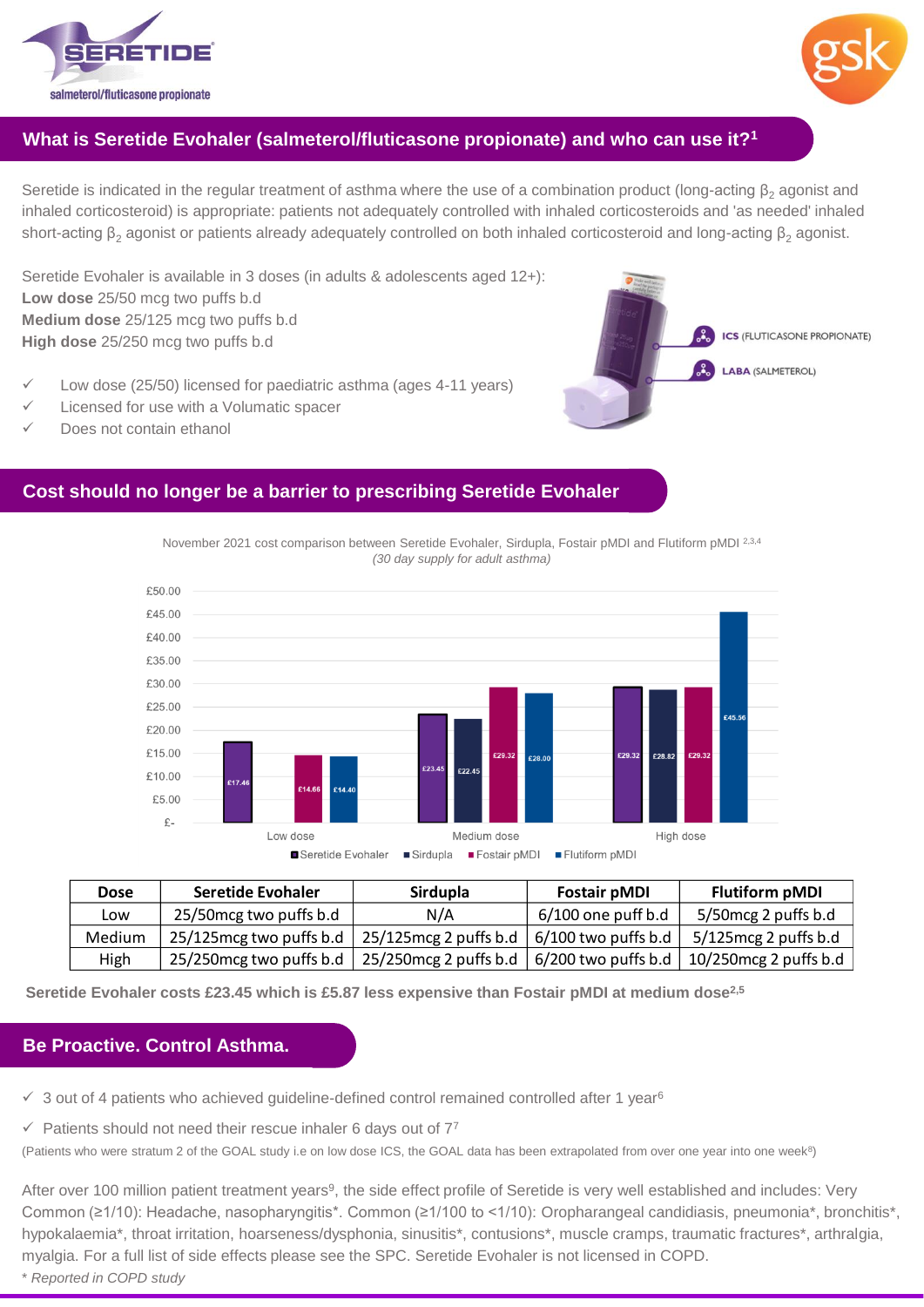**SERETIDE**
salmeterol/fluticasone propionate

## What is Seretide Evohaler (salmeterol/fluticasone propionate) and who can use it?[1]

Seretide is indicated in the regular treatment of asthma where the use of a combination product (long-acting $\beta_2$ agonist and inhaled corticosteroid) is appropriate: patients not adequately controlled with inhaled corticosteroids and 'as needed' inhaled short-acting $\beta_2$ agonist or patients already adequately controlled on both inhaled corticosteroid and long-acting $\beta_2$ agonist.

Seretide Evohaler is available in 3 doses (in adults & adolescents aged 12+):
**Low dose** 25/50 mcg two puffs b.d
**Medium dose** 25/125 mcg two puffs b.d
**High dose** 25/250 mcg two puffs b.d

- ✓ Low dose (25/50) licensed for paediatric asthma (ages 4-11 years)
- ✓ Licensed for use with a Volumatic spacer
- ✓ Does not contain ethanol

**ICS** (FLUTICASONE PROPIONATE)
**LABA** (SALMETEROL)

## Cost should no longer be a barrier to prescribing Seretide Evohaler

November 2021 cost comparison between Seretide Evohaler, Sirdupla, Fostair pMDI and Flutiform pMDI [2,3,4]
*(30 day supply for adult asthma)*

| Dose | Seretide Evohaler | Sirdupla | Fostair pMDI | Flutiform pMDI |
|---|---|---|---|---|
| Low dose | £17.46 | | £14.66 | £14.40 |
| Medium dose | £23.45 | £22.45 | £29.32 | £28.00 |
| High dose | £29.32 | £28.82 | £29.32 | £45.56 |

| Dose | Seretide Evohaler | Sirdupla | Fostair pMDI | Flutiform pMDI |
|---|---|---|---|---|
| Low | 25/50mcg two puffs b.d | N/A | 6/100 one puff b.d | 5/50mcg 2 puffs b.d |
| Medium | 25/125mcg two puffs b.d | 25/125mcg 2 puffs b.d | 6/100 two puffs b.d | 5/125mcg 2 puffs b.d |
| High | 25/250mcg two puffs b.d | 25/250mcg 2 puffs b.d | 6/200 two puffs b.d | 10/250mcg 2 puffs b.d |

**Seretide Evohaler costs £23.45 which is £5.87 less expensive than Fostair pMDI at medium dose[2,5]**

## Be Proactive. Control Asthma.

- ✓ 3 out of 4 patients who achieved guideline-defined control remained controlled after 1 year[6]
- ✓ Patients should not need their rescue inhaler 6 days out of 7[7]

(Patients who were stratum 2 of the GOAL study i.e on low dose ICS, the GOAL data has been extrapolated from over one year into one week[8])

After over 100 million patient treatment years[9], the side effect profile of Seretide is very well established and includes: Very Common (≥1/10): Headache, nasopharyngitis*. Common (≥1/100 to <1/10): Oropharangeal candidiasis, pneumonia*, bronchitis*, hypokalaemia*, throat irritation, hoarseness/dysphonia, sinusitis*, contusions*, muscle cramps, traumatic fractures*, arthralgia, myalgia. For a full list of side effects please see the SPC. Seretide Evohaler is not licensed in COPD.

*\* Reported in COPD study*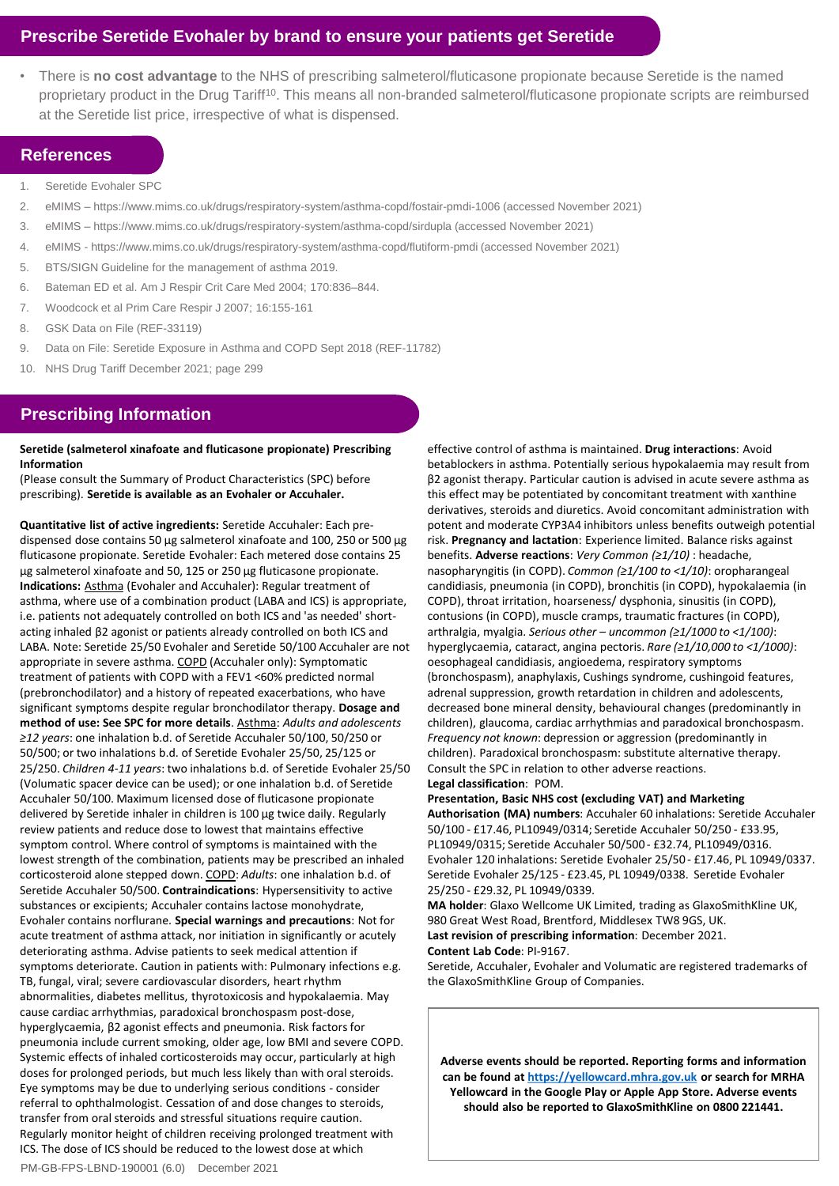## Prescribe Seretide Evohaler by brand to ensure your patients get Seretide

- There is **no cost advantage** to the NHS of prescribing salmeterol/fluticasone propionate because Seretide is the named proprietary product in the Drug Tariff[10]. This means all non-branded salmeterol/fluticasone propionate scripts are reimbursed at the Seretide list price, irrespective of what is dispensed.

## References

1. Seretide Evohaler SPC
2. eMIMS – https://www.mims.co.uk/drugs/respiratory-system/asthma-copd/fostair-pmdi-1006 (accessed November 2021)
3. eMIMS – https://www.mims.co.uk/drugs/respiratory-system/asthma-copd/sirdupla (accessed November 2021)
4. eMIMS - https://www.mims.co.uk/drugs/respiratory-system/asthma-copd/flutiform-pmdi (accessed November 2021)
5. BTS/SIGN Guideline for the management of asthma 2019.
6. Bateman ED et al. Am J Respir Crit Care Med 2004; 170:836–844.
7. Woodcock et al Prim Care Respir J 2007; 16:155-161
8. GSK Data on File (REF-33119)
9. Data on File: Seretide Exposure in Asthma and COPD Sept 2018 (REF-11782)
10. NHS Drug Tariff December 2021; page 299

## Prescribing Information

**Seretide (salmeterol xinafoate and fluticasone propionate) Prescribing Information**
(Please consult the Summary of Product Characteristics (SPC) before prescribing). **Seretide is available as an Evohaler or Accuhaler.**

**Quantitative list of active ingredients:** Seretide Accuhaler: Each pre-dispensed dose contains 50 µg salmeterol xinafoate and 100, 250 or 500 µg fluticasone propionate. Seretide Evohaler: Each metered dose contains 25 µg salmeterol xinafoate and 50, 125 or 250 µg fluticasone propionate. **Indications:** Asthma (Evohaler and Accuhaler): Regular treatment of asthma, where use of a combination product (LABA and ICS) is appropriate, i.e. patients not adequately controlled on both ICS and 'as needed' short-acting inhaled β2 agonist or patients already controlled on both ICS and LABA. Note: Seretide 25/50 Evohaler and Seretide 50/100 Accuhaler are not appropriate in severe asthma. COPD (Accuhaler only): Symptomatic treatment of patients with COPD with a FEV1 <60% predicted normal (prebronchodilator) and a history of repeated exacerbations, who have significant symptoms despite regular bronchodilator therapy. **Dosage and method of use: See SPC for more details**. Asthma: *Adults and adolescents ≥12 years*: one inhalation b.d. of Seretide Accuhaler 50/100, 50/250 or 50/500; or two inhalations b.d. of Seretide Evohaler 25/50, 25/125 or 25/250. *Children 4-11 years*: two inhalations b.d. of Seretide Evohaler 25/50 (Volumatic spacer device can be used); or one inhalation b.d. of Seretide Accuhaler 50/100. Maximum licensed dose of fluticasone propionate delivered by Seretide inhaler in children is 100 µg twice daily. Regularly review patients and reduce dose to lowest that maintains effective symptom control. Where control of symptoms is maintained with the lowest strength of the combination, patients may be prescribed an inhaled corticosteroid alone stepped down. COPD: *Adults*: one inhalation b.d. of Seretide Accuhaler 50/500. **Contraindications**: Hypersensitivity to active substances or excipients; Accuhaler contains lactose monohydrate, Evohaler contains norflurane. **Special warnings and precautions**: Not for acute treatment of asthma attack, nor initiation in significantly or acutely deteriorating asthma. Advise patients to seek medical attention if symptoms deteriorate. Caution in patients with: Pulmonary infections e.g. TB, fungal, viral; severe cardiovascular disorders, heart rhythm abnormalities, diabetes mellitus, thyrotoxicosis and hypokalaemia. May cause cardiac arrhythmias, paradoxical bronchospasm post-dose, hyperglycaemia, β2 agonist effects and pneumonia. Risk factors for pneumonia include current smoking, older age, low BMI and severe COPD. Systemic effects of inhaled corticosteroids may occur, particularly at high doses for prolonged periods, but much less likely than with oral steroids. Eye symptoms may be due to underlying serious conditions - consider referral to ophthalmologist. Cessation of and dose changes to steroids, transfer from oral steroids and stressful situations require caution. Regularly monitor height of children receiving prolonged treatment with ICS. The dose of ICS should be reduced to the lowest dose at which effective control of asthma is maintained. **Drug interactions**: Avoid betablockers in asthma. Potentially serious hypokalaemia may result from β2 agonist therapy. Particular caution is advised in acute severe asthma as this effect may be potentiated by concomitant treatment with xanthine derivatives, steroids and diuretics. Avoid concomitant administration with potent and moderate CYP3A4 inhibitors unless benefits outweigh potential risk. **Pregnancy and lactation**: Experience limited. Balance risks against benefits. **Adverse reactions**: *Very Common (≥1/10)* : headache, nasopharyngitis (in COPD). *Common (≥1/100 to <1/10)*: oropharangeal candidiasis, pneumonia (in COPD), bronchitis (in COPD), hypokalaemia (in COPD), throat irritation, hoarseness/ dysphonia, sinusitis (in COPD), contusions (in COPD), muscle cramps, traumatic fractures (in COPD), arthralgia, myalgia. *Serious other – uncommon (≥1/1000 to <1/100)*: hyperglycaemia, cataract, angina pectoris. *Rare (≥1/10,000 to <1/1000)*: oesophageal candidiasis, angioedema, respiratory symptoms (bronchospasm), anaphylaxis, Cushings syndrome, cushingoid features, adrenal suppression, growth retardation in children and adolescents, decreased bone mineral density, behavioural changes (predominantly in children), glaucoma, cardiac arrhythmias and paradoxical bronchospasm. *Frequency not known*: depression or aggression (predominantly in children). Paradoxical bronchospasm: substitute alternative therapy. Consult the SPC in relation to other adverse reactions.
**Legal classification**: POM.
**Presentation, Basic NHS cost (excluding VAT) and Marketing Authorisation (MA) numbers**: Accuhaler 60 inhalations: Seretide Accuhaler 50/100 - £17.46, PL10949/0314; Seretide Accuhaler 50/250 - £33.95, PL10949/0315; Seretide Accuhaler 50/500 - £32.74, PL10949/0316. Evohaler 120 inhalations: Seretide Evohaler 25/50 - £17.46, PL 10949/0337. Seretide Evohaler 25/125 - £23.45, PL 10949/0338. Seretide Evohaler 25/250 - £29.32, PL 10949/0339.
**MA holder**: Glaxo Wellcome UK Limited, trading as GlaxoSmithKline UK, 980 Great West Road, Brentford, Middlesex TW8 9GS, UK.
**Last revision of prescribing information**: December 2021.
**Content Lab Code**: PI-9167.
Seretide, Accuhaler, Evohaler and Volumatic are registered trademarks of the GlaxoSmithKline Group of Companies.

**Adverse events should be reported. Reporting forms and information can be found at https://yellowcard.mhra.gov.uk or search for MRHA Yellowcard in the Google Play or Apple App Store. Adverse events should also be reported to GlaxoSmithKline on 0800 221441.**

PM-GB-FPS-LBND-190001 (6.0) December 2021